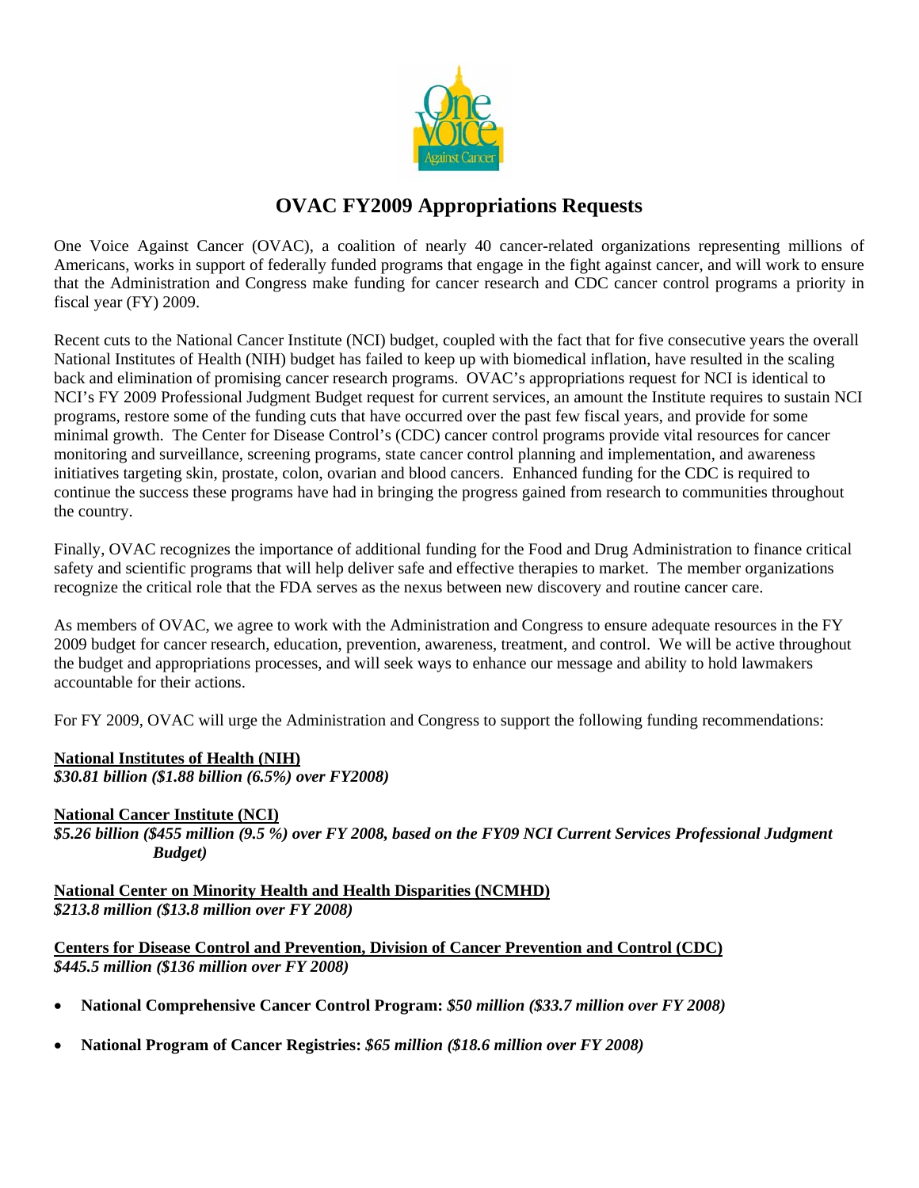# OVAC FY2009 Appropriations Requests

One Voice Against Cancer (OVAC), a coalition of nearly 40 cancer-related organizations representing millions of Americans, works in support of federally funded programs that engage in the fight against cancer, and will work to ensure that the Administration and Congress make funding for cancer research and CDC cancer control programs a priority in fiscal year (FY) 2009.

Recent cuts to the National Cancer Institute (NCI) budget, coupled with the fact that for five consecutive years the overall National Institutes of Health (NIH) budget has failed to keep up with biomedical inflation, have resulted in the scaling back and elimination of promising cancer research programs. OVAC's appropriations request for NCI is identical to NCI's FY 2009 Professional Judgment Budget request for current services, an amount the Institute requires to sustain NCI programs, restore some of the funding cuts that have occurred over the past few fiscal years, and provide for some minimal growth. The Center for Disease Control's (CDC) cancer control programs provide vital resources for cancer monitoring and surveillance, screening programs, state cancer control planning and implementation, and awareness initiatives targeting skin, prostate, colon, ovarian and blood cancers. Enhanced funding for the CDC is required to continue the success these programs have had in bringing the progress gained from research to communities throughout the country.

Finally, OVAC recognizes the importance of additional funding for the Food and Drug Administration to finance critical safety and scientific programs that will help deliver safe and effective therapies to market. The member organizations recognize the critical role that the FDA serves as the nexus between new discovery and routine cancer care.

As members of OVAC, we agree to work with the Administration and Congress to ensure adequate resources in the FY 2009 budget for cancer research, education, prevention, awareness, treatment, and control. We will be active throughout the budget and appropriations processes, and will seek ways to enhance our message and ability to hold lawmakers accountable for their actions.

For FY 2009, OVAC will urge the Administration and Congress to support the following funding recommendations:

**National Institutes of Health (NIH)**
***$30.81 billion ($1.88 billion (6.5%) over FY2008)***

**National Cancer Institute (NCI)**
***$5.26 billion ($455 million (9.5 %) over FY 2008, based on the FY09 NCI Current Services Professional Judgment Budget)***

**National Center on Minority Health and Health Disparities (NCMHD)**
***$213.8 million ($13.8 million over FY 2008)***

**Centers for Disease Control and Prevention, Division of Cancer Prevention and Control (CDC)**
***$445.5 million ($136 million over FY 2008)***

- **National Comprehensive Cancer Control Program:** ***$50 million ($33.7 million over FY 2008)***
- **National Program of Cancer Registries:** ***$65 million ($18.6 million over FY 2008)***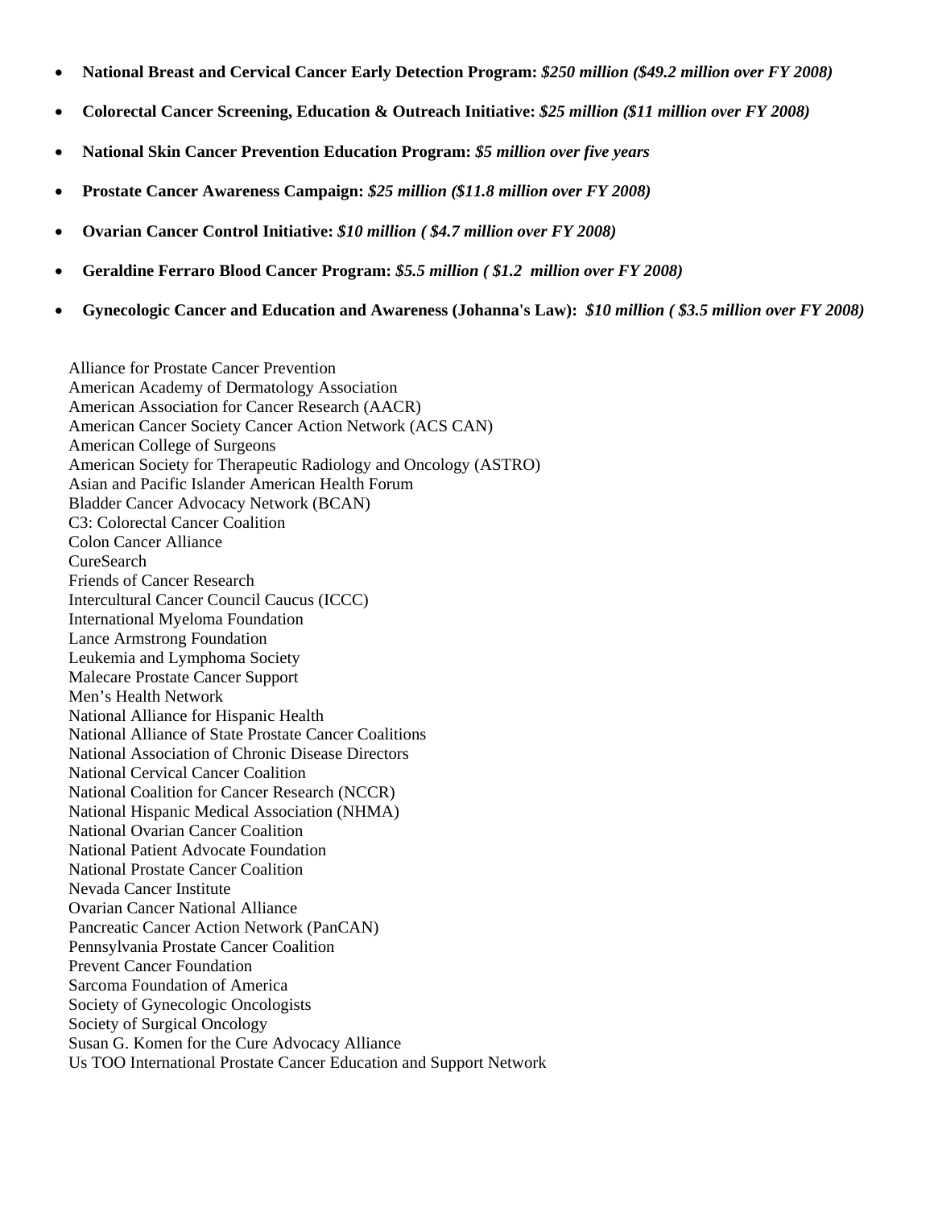- **National Breast and Cervical Cancer Early Detection Program:** ***$250 million ($49.2 million over FY 2008)***
- **Colorectal Cancer Screening, Education & Outreach Initiative:** ***$25 million ($11 million over FY 2008)***
- **National Skin Cancer Prevention Education Program:** ***$5 million over five years***
- **Prostate Cancer Awareness Campaign:** ***$25 million ($11.8 million over FY 2008)***
- **Ovarian Cancer Control Initiative:** ***$10 million ( $4.7 million over FY 2008)***
- **Geraldine Ferraro Blood Cancer Program:** ***$5.5 million ( $1.2 million over FY 2008)***
- **Gynecologic Cancer and Education and Awareness (Johanna's Law):** ***$10 million ( $3.5 million over FY 2008)***

Alliance for Prostate Cancer Prevention
American Academy of Dermatology Association
American Association for Cancer Research (AACR)
American Cancer Society Cancer Action Network (ACS CAN)
American College of Surgeons
American Society for Therapeutic Radiology and Oncology (ASTRO)
Asian and Pacific Islander American Health Forum
Bladder Cancer Advocacy Network (BCAN)
C3: Colorectal Cancer Coalition
Colon Cancer Alliance
CureSearch
Friends of Cancer Research
Intercultural Cancer Council Caucus (ICCC)
International Myeloma Foundation
Lance Armstrong Foundation
Leukemia and Lymphoma Society
Malecare Prostate Cancer Support
Men's Health Network
National Alliance for Hispanic Health
National Alliance of State Prostate Cancer Coalitions
National Association of Chronic Disease Directors
National Cervical Cancer Coalition
National Coalition for Cancer Research (NCCR)
National Hispanic Medical Association (NHMA)
National Ovarian Cancer Coalition
National Patient Advocate Foundation
National Prostate Cancer Coalition
Nevada Cancer Institute
Ovarian Cancer National Alliance
Pancreatic Cancer Action Network (PanCAN)
Pennsylvania Prostate Cancer Coalition
Prevent Cancer Foundation
Sarcoma Foundation of America
Society of Gynecologic Oncologists
Society of Surgical Oncology
Susan G. Komen for the Cure Advocacy Alliance
Us TOO International Prostate Cancer Education and Support Network